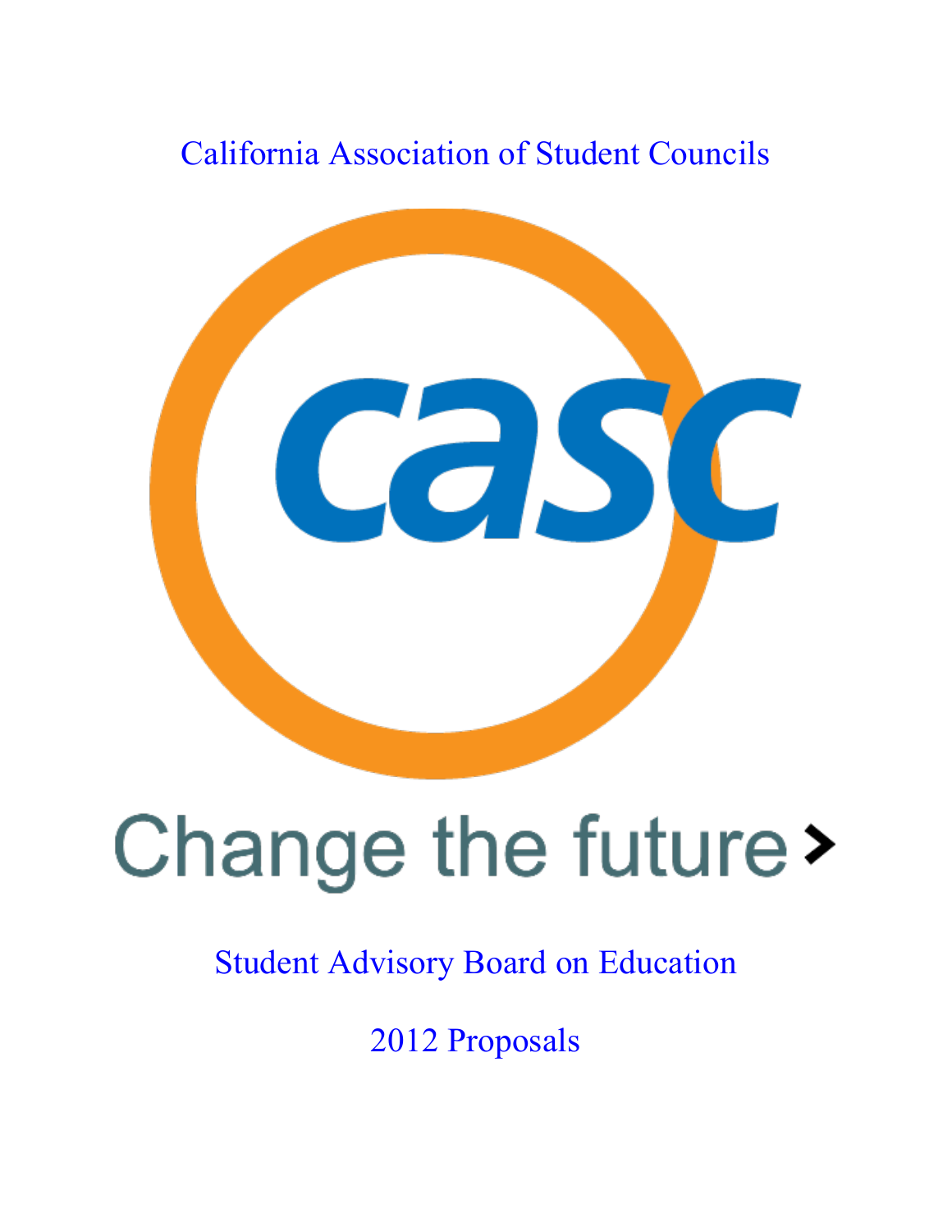# California Association of Student Councils

casc

Change the future

## Student Advisory Board on Education

## 2012 Proposals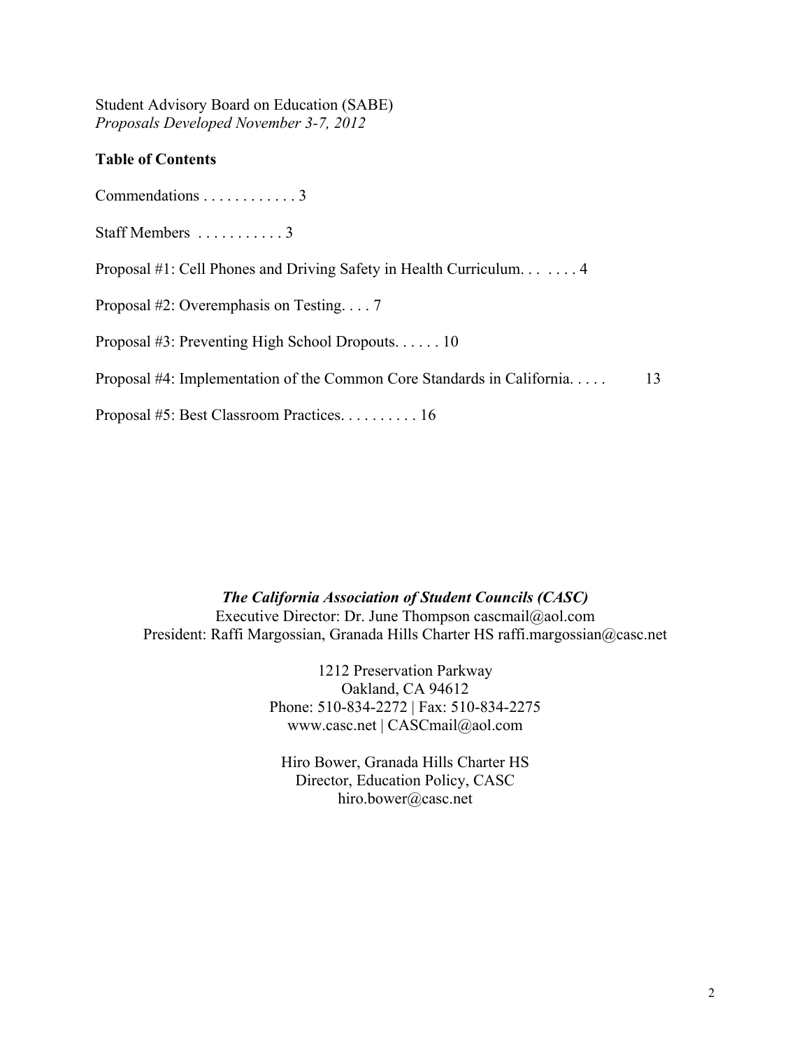Student Advisory Board on Education (SABE)
*Proposals Developed November 3-7, 2012*

**Table of Contents**

Commendations . . . . . . . . . . . . 3

Staff Members . . . . . . . . . . . 3

Proposal #1: Cell Phones and Driving Safety in Health Curriculum. . . . . . . 4

Proposal #2: Overemphasis on Testing. . . . 7

Proposal #3: Preventing High School Dropouts. . . . . . 10

Proposal #4: Implementation of the Common Core Standards in California. . . . . 13

Proposal #5: Best Classroom Practices. . . . . . . . . . 16

***The California Association of Student Councils (CASC)***
Executive Director: Dr. June Thompson cascmail@aol.com
President: Raffi Margossian, Granada Hills Charter HS raffi.margossian@casc.net

1212 Preservation Parkway
Oakland, CA 94612
Phone: 510-834-2272 | Fax: 510-834-2275
www.casc.net | CASCmail@aol.com

Hiro Bower, Granada Hills Charter HS
Director, Education Policy, CASC
hiro.bower@casc.net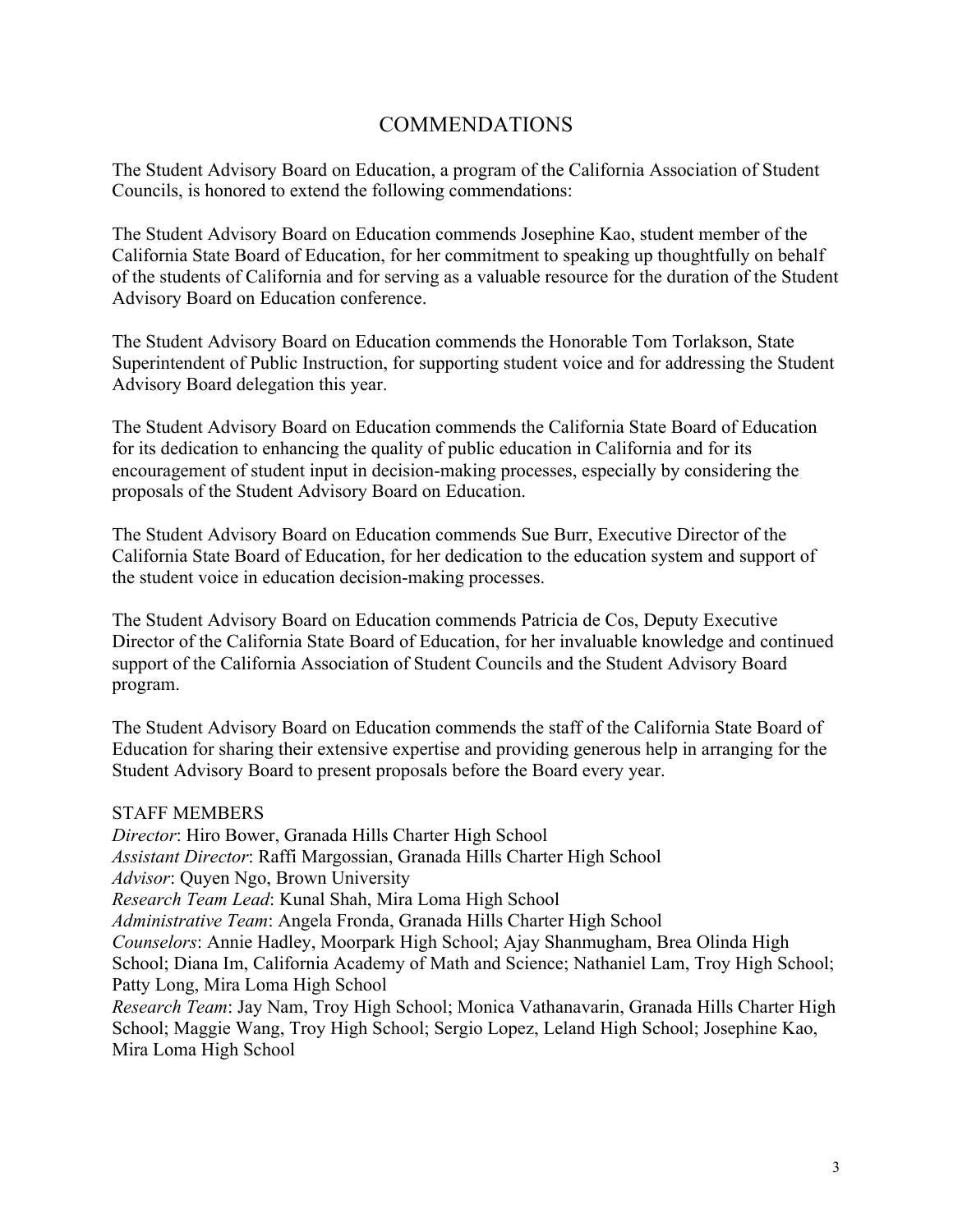# COMMENDATIONS

The Student Advisory Board on Education, a program of the California Association of Student Councils, is honored to extend the following commendations:

The Student Advisory Board on Education commends Josephine Kao, student member of the California State Board of Education, for her commitment to speaking up thoughtfully on behalf of the students of California and for serving as a valuable resource for the duration of the Student Advisory Board on Education conference.

The Student Advisory Board on Education commends the Honorable Tom Torlakson, State Superintendent of Public Instruction, for supporting student voice and for addressing the Student Advisory Board delegation this year.

The Student Advisory Board on Education commends the California State Board of Education for its dedication to enhancing the quality of public education in California and for its encouragement of student input in decision-making processes, especially by considering the proposals of the Student Advisory Board on Education.

The Student Advisory Board on Education commends Sue Burr, Executive Director of the California State Board of Education, for her dedication to the education system and support of the student voice in education decision-making processes.

The Student Advisory Board on Education commends Patricia de Cos, Deputy Executive Director of the California State Board of Education, for her invaluable knowledge and continued support of the California Association of Student Councils and the Student Advisory Board program.

The Student Advisory Board on Education commends the staff of the California State Board of Education for sharing their extensive expertise and providing generous help in arranging for the Student Advisory Board to present proposals before the Board every year.

STAFF MEMBERS

*Director*: Hiro Bower, Granada Hills Charter High School
*Assistant Director*: Raffi Margossian, Granada Hills Charter High School
*Advisor*: Quyen Ngo, Brown University
*Research Team Lead*: Kunal Shah, Mira Loma High School
*Administrative Team*: Angela Fronda, Granada Hills Charter High School
*Counselors*: Annie Hadley, Moorpark High School; Ajay Shanmugham, Brea Olinda High School; Diana Im, California Academy of Math and Science; Nathaniel Lam, Troy High School; Patty Long, Mira Loma High School
*Research Team*: Jay Nam, Troy High School; Monica Vathanavarin, Granada Hills Charter High School; Maggie Wang, Troy High School; Sergio Lopez, Leland High School; Josephine Kao, Mira Loma High School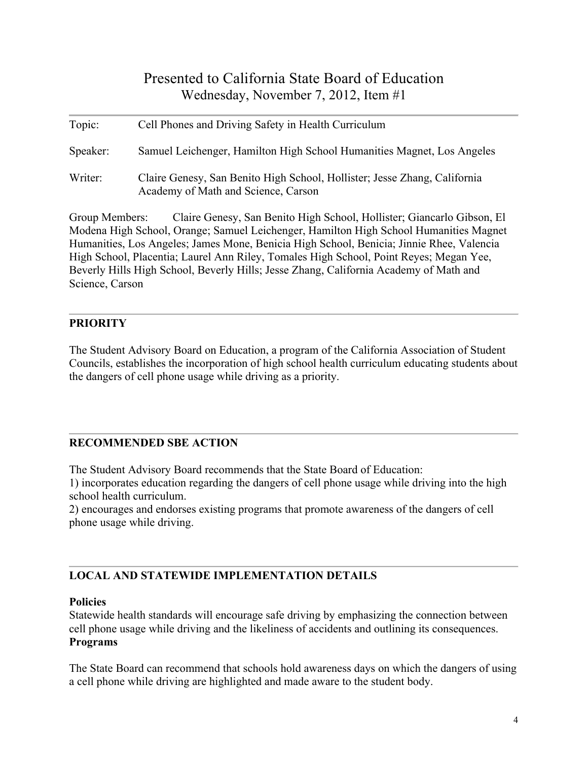# Presented to California State Board of Education

Wednesday, November 7, 2012, Item #1

---

Topic: Cell Phones and Driving Safety in Health Curriculum

Speaker: Samuel Leichenger, Hamilton High School Humanities Magnet, Los Angeles

Writer: Claire Genesy, San Benito High School, Hollister; Jesse Zhang, California Academy of Math and Science, Carson

Group Members: Claire Genesy, San Benito High School, Hollister; Giancarlo Gibson, El Modena High School, Orange; Samuel Leichenger, Hamilton High School Humanities Magnet Humanities, Los Angeles; James Mone, Benicia High School, Benicia; Jinnie Rhee, Valencia High School, Placentia; Laurel Ann Riley, Tomales High School, Point Reyes; Megan Yee, Beverly Hills High School, Beverly Hills; Jesse Zhang, California Academy of Math and Science, Carson

---

## PRIORITY

The Student Advisory Board on Education, a program of the California Association of Student Councils, establishes the incorporation of high school health curriculum educating students about the dangers of cell phone usage while driving as a priority.

---

## RECOMMENDED SBE ACTION

The Student Advisory Board recommends that the State Board of Education:

1) incorporates education regarding the dangers of cell phone usage while driving into the high school health curriculum.

2) encourages and endorses existing programs that promote awareness of the dangers of cell phone usage while driving.

---

## LOCAL AND STATEWIDE IMPLEMENTATION DETAILS

**Policies**

Statewide health standards will encourage safe driving by emphasizing the connection between cell phone usage while driving and the likeliness of accidents and outlining its consequences.

**Programs**

The State Board can recommend that schools hold awareness days on which the dangers of using a cell phone while driving are highlighted and made aware to the student body.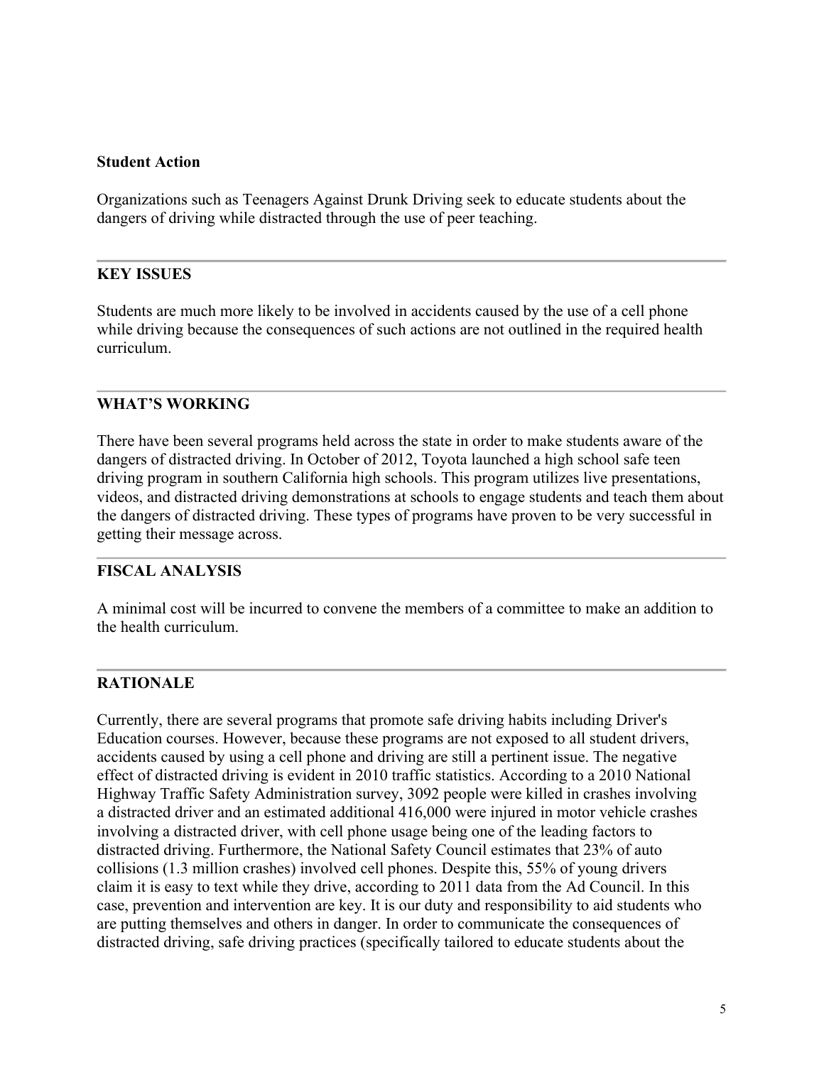**Student Action**

Organizations such as Teenagers Against Drunk Driving seek to educate students about the dangers of driving while distracted through the use of peer teaching.

---

**KEY ISSUES**

Students are much more likely to be involved in accidents caused by the use of a cell phone while driving because the consequences of such actions are not outlined in the required health curriculum.

---

**WHAT'S WORKING**

There have been several programs held across the state in order to make students aware of the dangers of distracted driving. In October of 2012, Toyota launched a high school safe teen driving program in southern California high schools. This program utilizes live presentations, videos, and distracted driving demonstrations at schools to engage students and teach them about the dangers of distracted driving. These types of programs have proven to be very successful in getting their message across.

---

**FISCAL ANALYSIS**

A minimal cost will be incurred to convene the members of a committee to make an addition to the health curriculum.

---

**RATIONALE**

Currently, there are several programs that promote safe driving habits including Driver's Education courses. However, because these programs are not exposed to all student drivers, accidents caused by using a cell phone and driving are still a pertinent issue. The negative effect of distracted driving is evident in 2010 traffic statistics. According to a 2010 National Highway Traffic Safety Administration survey, 3092 people were killed in crashes involving a distracted driver and an estimated additional 416,000 were injured in motor vehicle crashes involving a distracted driver, with cell phone usage being one of the leading factors to distracted driving. Furthermore, the National Safety Council estimates that 23% of auto collisions (1.3 million crashes) involved cell phones. Despite this, 55% of young drivers claim it is easy to text while they drive, according to 2011 data from the Ad Council. In this case, prevention and intervention are key. It is our duty and responsibility to aid students who are putting themselves and others in danger. In order to communicate the consequences of distracted driving, safe driving practices (specifically tailored to educate students about the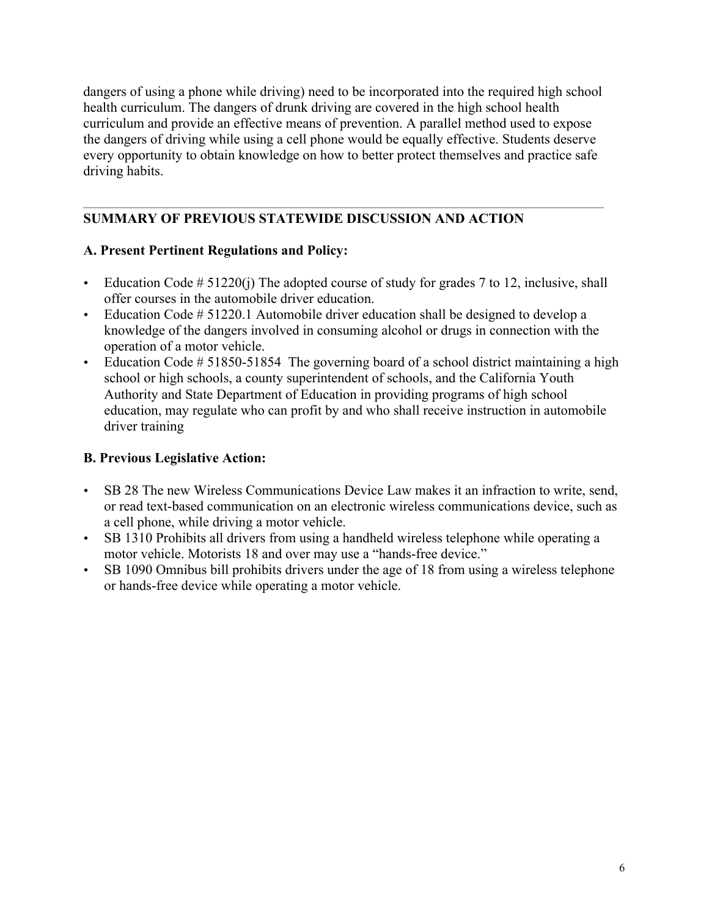dangers of using a phone while driving) need to be incorporated into the required high school health curriculum. The dangers of drunk driving are covered in the high school health curriculum and provide an effective means of prevention. A parallel method used to expose the dangers of driving while using a cell phone would be equally effective. Students deserve every opportunity to obtain knowledge on how to better protect themselves and practice safe driving habits.

---

## SUMMARY OF PREVIOUS STATEWIDE DISCUSSION AND ACTION

### A. Present Pertinent Regulations and Policy:

- Education Code # 51220(j) The adopted course of study for grades 7 to 12, inclusive, shall offer courses in the automobile driver education.
- Education Code # 51220.1 Automobile driver education shall be designed to develop a knowledge of the dangers involved in consuming alcohol or drugs in connection with the operation of a motor vehicle.
- Education Code # 51850-51854 The governing board of a school district maintaining a high school or high schools, a county superintendent of schools, and the California Youth Authority and State Department of Education in providing programs of high school education, may regulate who can profit by and who shall receive instruction in automobile driver training

### B. Previous Legislative Action:

- SB 28 The new Wireless Communications Device Law makes it an infraction to write, send, or read text-based communication on an electronic wireless communications device, such as a cell phone, while driving a motor vehicle.
- SB 1310 Prohibits all drivers from using a handheld wireless telephone while operating a motor vehicle. Motorists 18 and over may use a "hands-free device."
- SB 1090 Omnibus bill prohibits drivers under the age of 18 from using a wireless telephone or hands-free device while operating a motor vehicle.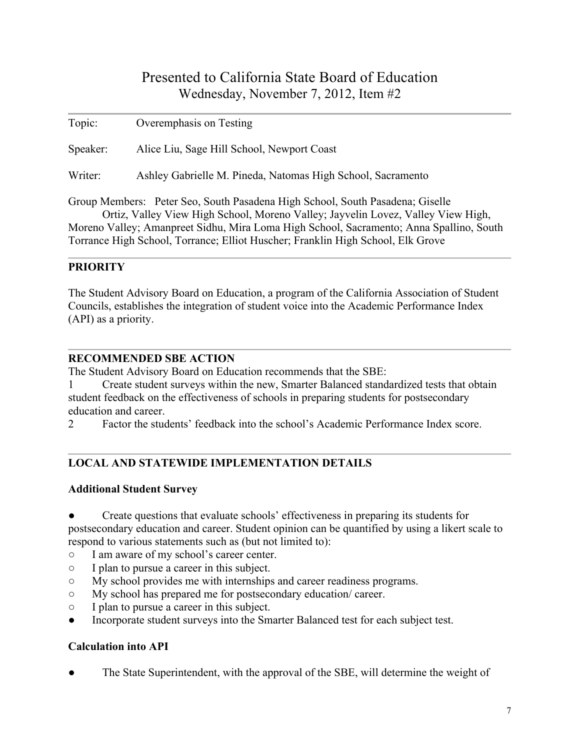# Presented to California State Board of Education
## Wednesday, November 7, 2012, Item #2

---

Topic: Overemphasis on Testing

Speaker: Alice Liu, Sage Hill School, Newport Coast

Writer: Ashley Gabrielle M. Pineda, Natomas High School, Sacramento

Group Members: Peter Seo, South Pasadena High School, South Pasadena; Giselle Ortiz, Valley View High School, Moreno Valley; Jayvelin Lovez, Valley View High, Moreno Valley; Amanpreet Sidhu, Mira Loma High School, Sacramento; Anna Spallino, South Torrance High School, Torrance; Elliot Huscher; Franklin High School, Elk Grove

---

**PRIORITY**

The Student Advisory Board on Education, a program of the California Association of Student Councils, establishes the integration of student voice into the Academic Performance Index (API) as a priority.

---

**RECOMMENDED SBE ACTION**

The Student Advisory Board on Education recommends that the SBE:

1 Create student surveys within the new, Smarter Balanced standardized tests that obtain student feedback on the effectiveness of schools in preparing students for postsecondary education and career.

2 Factor the students' feedback into the school's Academic Performance Index score.

---

**LOCAL AND STATEWIDE IMPLEMENTATION DETAILS**

**Additional Student Survey**

- Create questions that evaluate schools' effectiveness in preparing its students for postsecondary education and career. Student opinion can be quantified by using a likert scale to respond to various statements such as (but not limited to):
    - I am aware of my school's career center.
    - I plan to pursue a career in this subject.
    - My school provides me with internships and career readiness programs.
    - My school has prepared me for postsecondary education/ career.
    - I plan to pursue a career in this subject.
- Incorporate student surveys into the Smarter Balanced test for each subject test.

**Calculation into API**

- The State Superintendent, with the approval of the SBE, will determine the weight of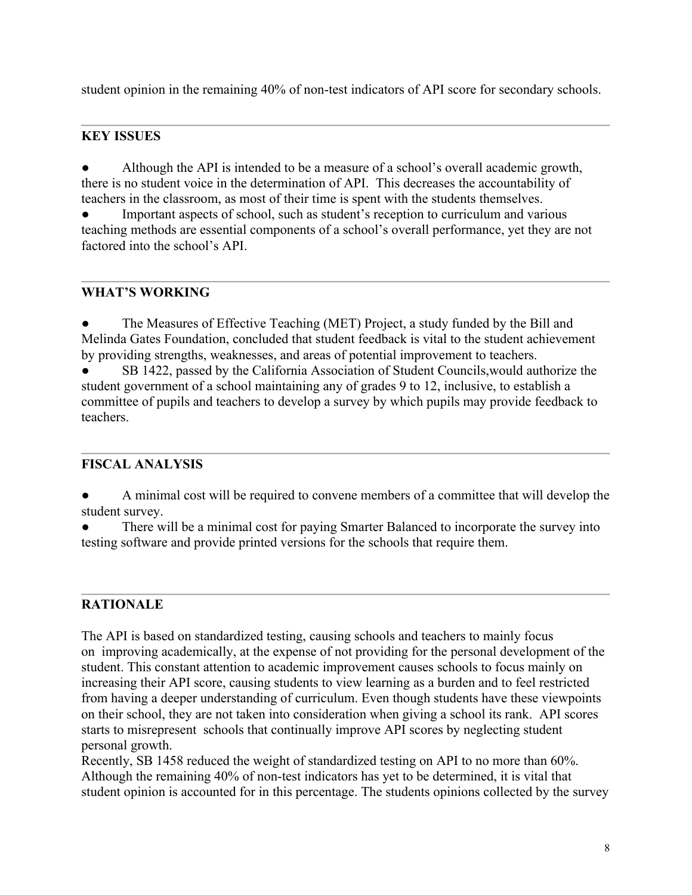student opinion in the remaining 40% of non-test indicators of API score for secondary schools.

## KEY ISSUES

- Although the API is intended to be a measure of a school's overall academic growth, there is no student voice in the determination of API. This decreases the accountability of teachers in the classroom, as most of their time is spent with the students themselves.
- Important aspects of school, such as student's reception to curriculum and various teaching methods are essential components of a school's overall performance, yet they are not factored into the school's API.

## WHAT'S WORKING

- The Measures of Effective Teaching (MET) Project, a study funded by the Bill and Melinda Gates Foundation, concluded that student feedback is vital to the student achievement by providing strengths, weaknesses, and areas of potential improvement to teachers.
- SB 1422, passed by the California Association of Student Councils,would authorize the student government of a school maintaining any of grades 9 to 12, inclusive, to establish a committee of pupils and teachers to develop a survey by which pupils may provide feedback to teachers.

## FISCAL ANALYSIS

- A minimal cost will be required to convene members of a committee that will develop the student survey.
- There will be a minimal cost for paying Smarter Balanced to incorporate the survey into testing software and provide printed versions for the schools that require them.

## RATIONALE

The API is based on standardized testing, causing schools and teachers to mainly focus on improving academically, at the expense of not providing for the personal development of the student. This constant attention to academic improvement causes schools to focus mainly on increasing their API score, causing students to view learning as a burden and to feel restricted from having a deeper understanding of curriculum. Even though students have these viewpoints on their school, they are not taken into consideration when giving a school its rank. API scores starts to misrepresent schools that continually improve API scores by neglecting student personal growth.

Recently, SB 1458 reduced the weight of standardized testing on API to no more than 60%. Although the remaining 40% of non-test indicators has yet to be determined, it is vital that student opinion is accounted for in this percentage. The students opinions collected by the survey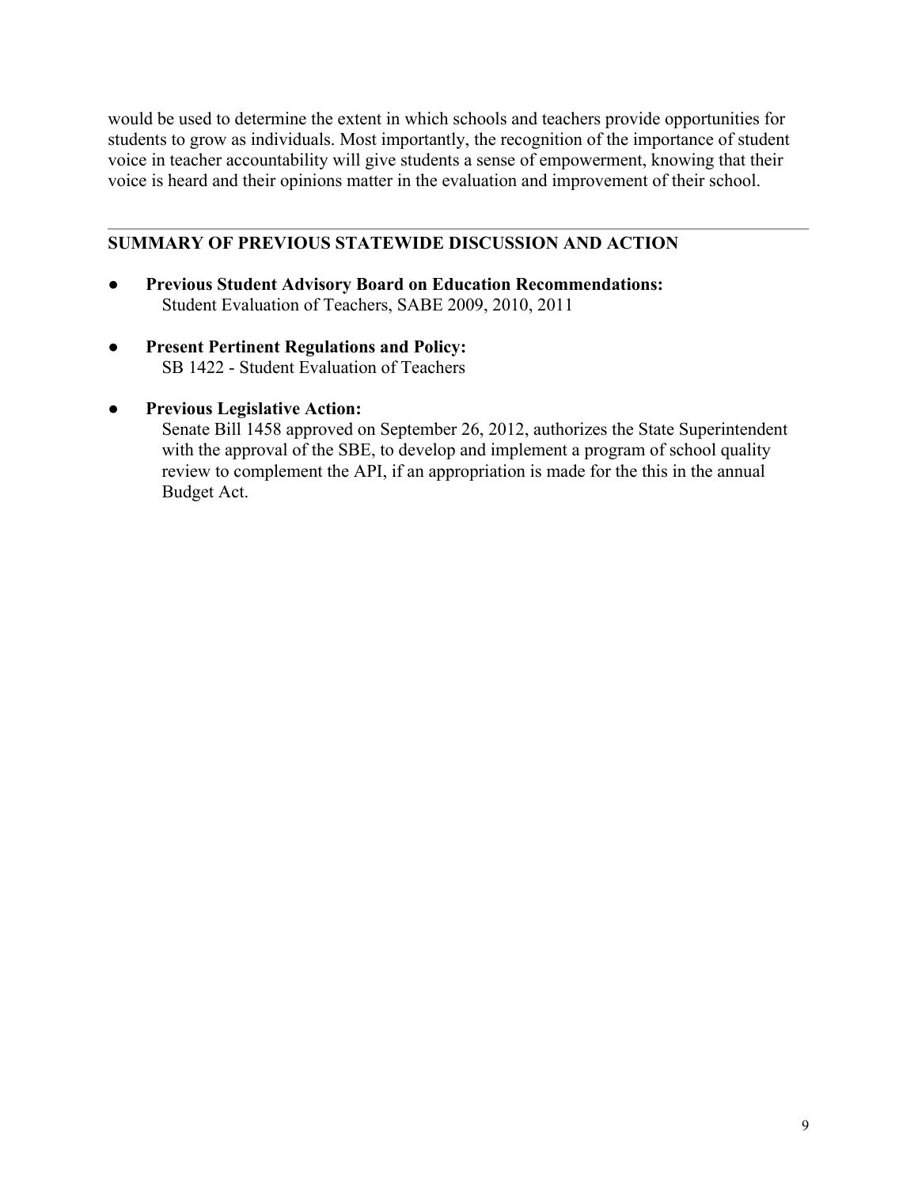would be used to determine the extent in which schools and teachers provide opportunities for students to grow as individuals. Most importantly, the recognition of the importance of student voice in teacher accountability will give students a sense of empowerment, knowing that their voice is heard and their opinions matter in the evaluation and improvement of their school.

---

## SUMMARY OF PREVIOUS STATEWIDE DISCUSSION AND ACTION

- **Previous Student Advisory Board on Education Recommendations:**
  Student Evaluation of Teachers, SABE 2009, 2010, 2011

- **Present Pertinent Regulations and Policy:**
  SB 1422 - Student Evaluation of Teachers

- **Previous Legislative Action:**
  Senate Bill 1458 approved on September 26, 2012, authorizes the State Superintendent with the approval of the SBE, to develop and implement a program of school quality review to complement the API, if an appropriation is made for the this in the annual Budget Act.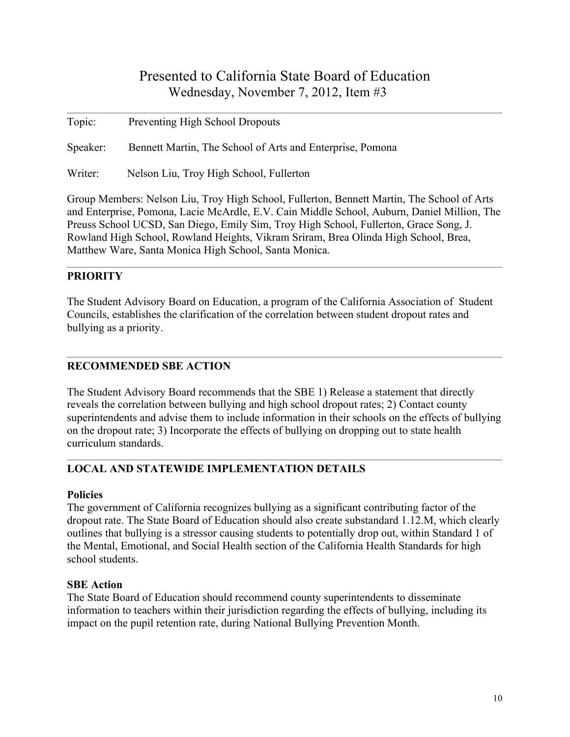# Presented to California State Board of Education

Wednesday, November 7, 2012, Item #3

Topic: Preventing High School Dropouts

Speaker: Bennett Martin, The School of Arts and Enterprise, Pomona

Writer: Nelson Liu, Troy High School, Fullerton

Group Members: Nelson Liu, Troy High School, Fullerton, Bennett Martin, The School of Arts and Enterprise, Pomona, Lacie McArdle, E.V. Cain Middle School, Auburn, Daniel Million, The Preuss School UCSD, San Diego, Emily Sim, Troy High School, Fullerton, Grace Song, J. Rowland High School, Rowland Heights, Vikram Sriram, Brea Olinda High School, Brea, Matthew Ware, Santa Monica High School, Santa Monica.

## PRIORITY

The Student Advisory Board on Education, a program of the California Association of Student Councils, establishes the clarification of the correlation between student dropout rates and bullying as a priority.

## RECOMMENDED SBE ACTION

The Student Advisory Board recommends that the SBE 1) Release a statement that directly reveals the correlation between bullying and high school dropout rates; 2) Contact county superintendents and advise them to include information in their schools on the effects of bullying on the dropout rate; 3) Incorporate the effects of bullying on dropping out to state health curriculum standards.

## LOCAL AND STATEWIDE IMPLEMENTATION DETAILS

### Policies

The government of California recognizes bullying as a significant contributing factor of the dropout rate. The State Board of Education should also create substandard 1.12.M, which clearly outlines that bullying is a stressor causing students to potentially drop out, within Standard 1 of the Mental, Emotional, and Social Health section of the California Health Standards for high school students.

### SBE Action

The State Board of Education should recommend county superintendents to disseminate information to teachers within their jurisdiction regarding the effects of bullying, including its impact on the pupil retention rate, during National Bullying Prevention Month.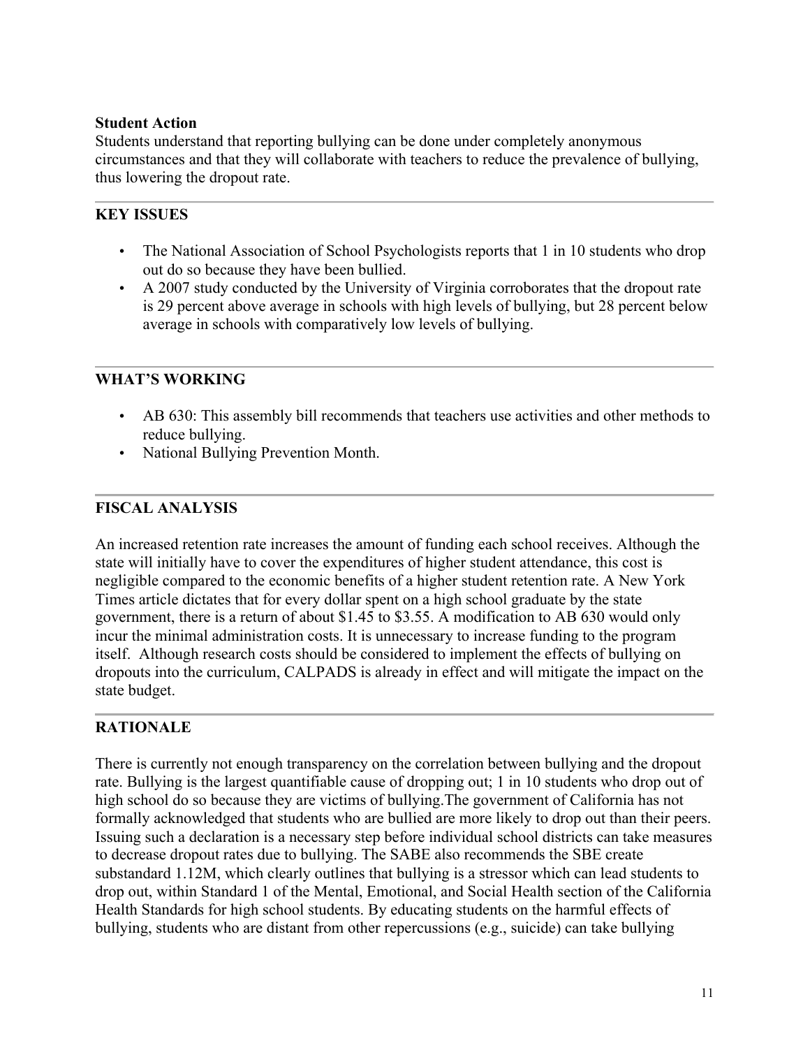**Student Action**
Students understand that reporting bullying can be done under completely anonymous circumstances and that they will collaborate with teachers to reduce the prevalence of bullying, thus lowering the dropout rate.

---

## KEY ISSUES

- The National Association of School Psychologists reports that 1 in 10 students who drop out do so because they have been bullied.
- A 2007 study conducted by the University of Virginia corroborates that the dropout rate is 29 percent above average in schools with high levels of bullying, but 28 percent below average in schools with comparatively low levels of bullying.

---

## WHAT'S WORKING

- AB 630: This assembly bill recommends that teachers use activities and other methods to reduce bullying.
- National Bullying Prevention Month.

---

## FISCAL ANALYSIS

An increased retention rate increases the amount of funding each school receives. Although the state will initially have to cover the expenditures of higher student attendance, this cost is negligible compared to the economic benefits of a higher student retention rate. A New York Times article dictates that for every dollar spent on a high school graduate by the state government, there is a return of about $1.45 to $3.55. A modification to AB 630 would only incur the minimal administration costs. It is unnecessary to increase funding to the program itself. Although research costs should be considered to implement the effects of bullying on dropouts into the curriculum, CALPADS is already in effect and will mitigate the impact on the state budget.

---

## RATIONALE

There is currently not enough transparency on the correlation between bullying and the dropout rate. Bullying is the largest quantifiable cause of dropping out; 1 in 10 students who drop out of high school do so because they are victims of bullying.The government of California has not formally acknowledged that students who are bullied are more likely to drop out than their peers. Issuing such a declaration is a necessary step before individual school districts can take measures to decrease dropout rates due to bullying. The SABE also recommends the SBE create substandard 1.12M, which clearly outlines that bullying is a stressor which can lead students to drop out, within Standard 1 of the Mental, Emotional, and Social Health section of the California Health Standards for high school students. By educating students on the harmful effects of bullying, students who are distant from other repercussions (e.g., suicide) can take bullying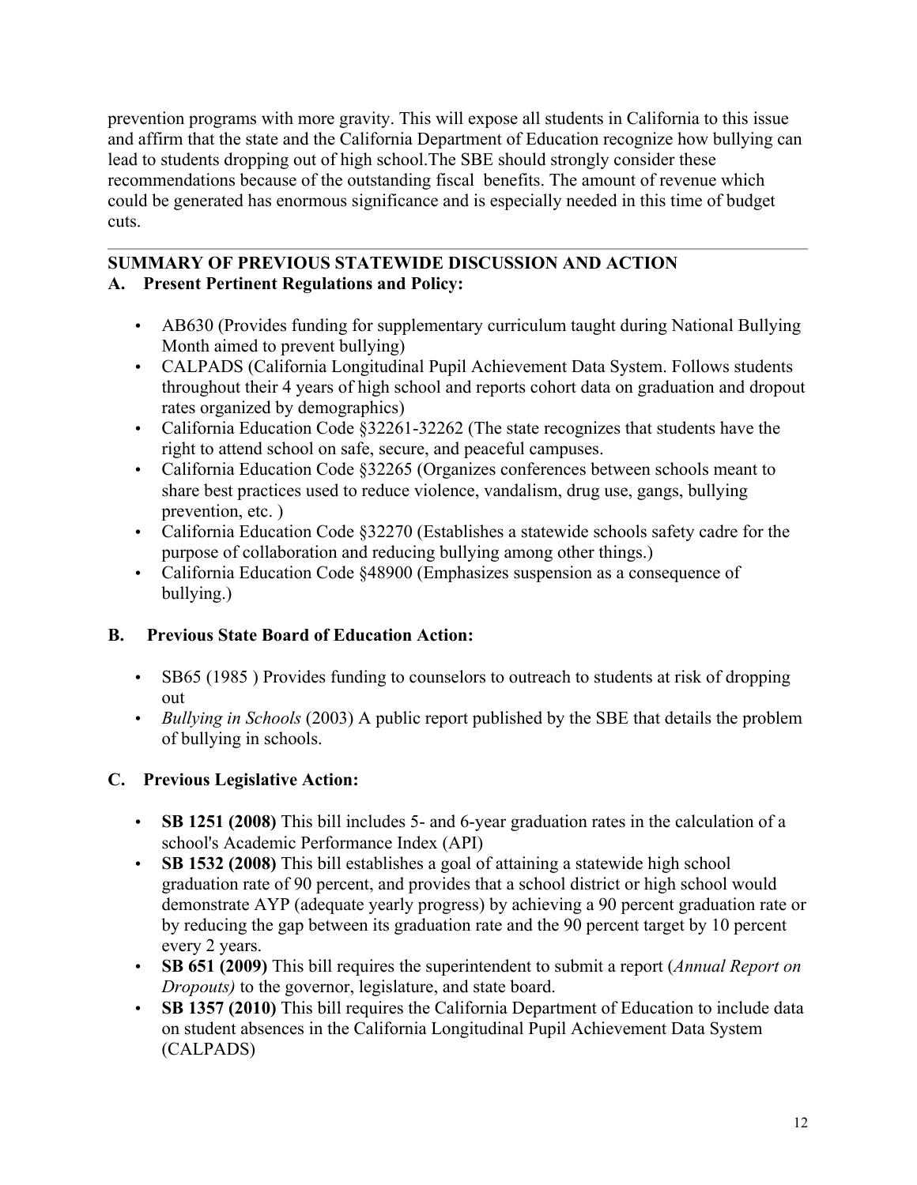prevention programs with more gravity. This will expose all students in California to this issue and affirm that the state and the California Department of Education recognize how bullying can lead to students dropping out of high school.The SBE should strongly consider these recommendations because of the outstanding fiscal benefits. The amount of revenue which could be generated has enormous significance and is especially needed in this time of budget cuts.

---

## SUMMARY OF PREVIOUS STATEWIDE DISCUSSION AND ACTION

### A. Present Pertinent Regulations and Policy:

- AB630 (Provides funding for supplementary curriculum taught during National Bullying Month aimed to prevent bullying)
- CALPADS (California Longitudinal Pupil Achievement Data System. Follows students throughout their 4 years of high school and reports cohort data on graduation and dropout rates organized by demographics)
- California Education Code §32261-32262 (The state recognizes that students have the right to attend school on safe, secure, and peaceful campuses.
- California Education Code §32265 (Organizes conferences between schools meant to share best practices used to reduce violence, vandalism, drug use, gangs, bullying prevention, etc. )
- California Education Code §32270 (Establishes a statewide schools safety cadre for the purpose of collaboration and reducing bullying among other things.)
- California Education Code §48900 (Emphasizes suspension as a consequence of bullying.)

### B. Previous State Board of Education Action:

- SB65 (1985 ) Provides funding to counselors to outreach to students at risk of dropping out
- *Bullying in Schools* (2003) A public report published by the SBE that details the problem of bullying in schools.

### C. Previous Legislative Action:

- **SB 1251 (2008)** This bill includes 5- and 6-year graduation rates in the calculation of a school's Academic Performance Index (API)
- **SB 1532 (2008)** This bill establishes a goal of attaining a statewide high school graduation rate of 90 percent, and provides that a school district or high school would demonstrate AYP (adequate yearly progress) by achieving a 90 percent graduation rate or by reducing the gap between its graduation rate and the 90 percent target by 10 percent every 2 years.
- **SB 651 (2009)** This bill requires the superintendent to submit a report (*Annual Report on Dropouts)* to the governor, legislature, and state board.
- **SB 1357 (2010)** This bill requires the California Department of Education to include data on student absences in the California Longitudinal Pupil Achievement Data System (CALPADS)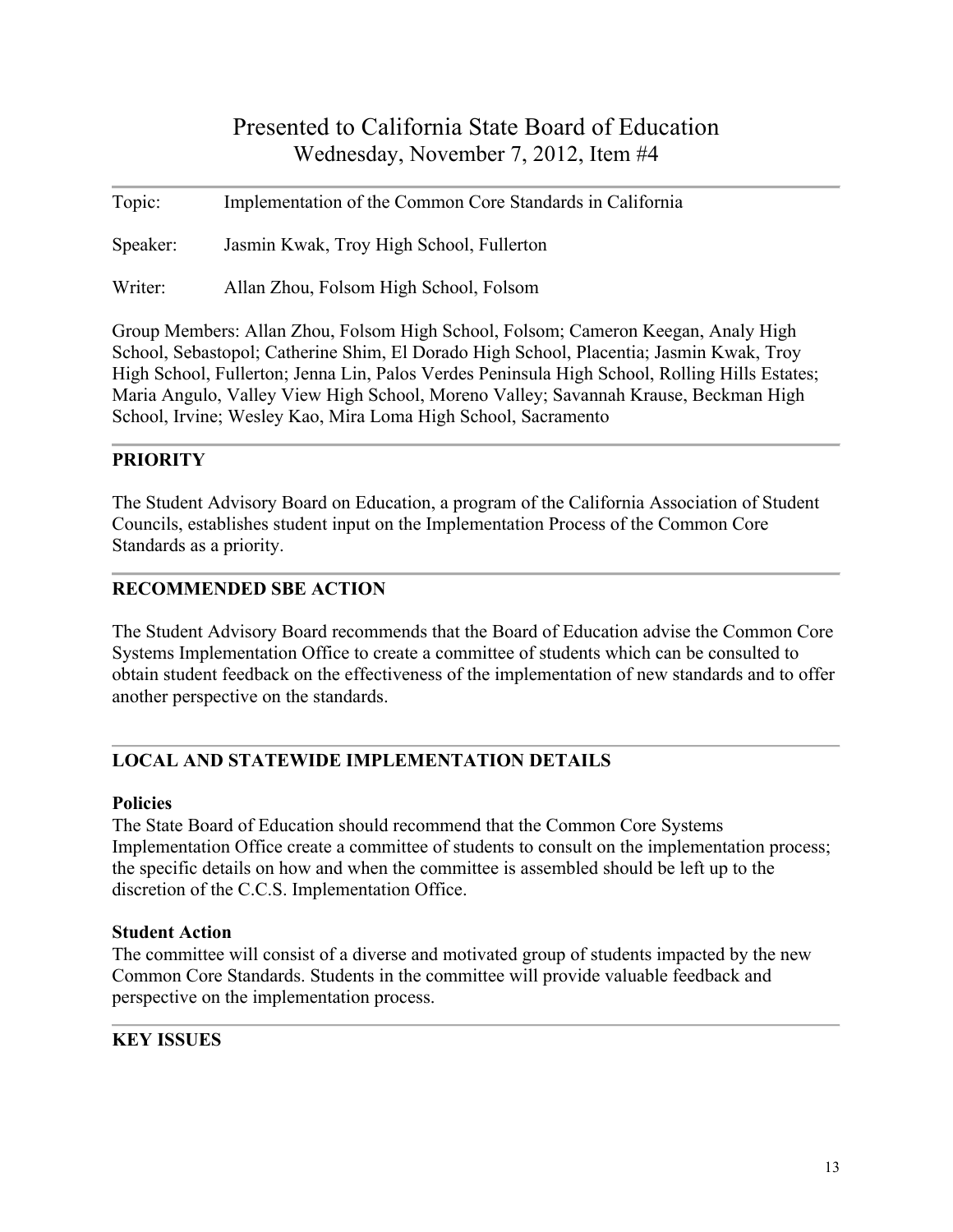# Presented to California State Board of Education
## Wednesday, November 7, 2012, Item #4

Topic: Implementation of the Common Core Standards in California

Speaker: Jasmin Kwak, Troy High School, Fullerton

Writer: Allan Zhou, Folsom High School, Folsom

Group Members: Allan Zhou, Folsom High School, Folsom; Cameron Keegan, Analy High School, Sebastopol; Catherine Shim, El Dorado High School, Placentia; Jasmin Kwak, Troy High School, Fullerton; Jenna Lin, Palos Verdes Peninsula High School, Rolling Hills Estates; Maria Angulo, Valley View High School, Moreno Valley; Savannah Krause, Beckman High School, Irvine; Wesley Kao, Mira Loma High School, Sacramento

## PRIORITY

The Student Advisory Board on Education, a program of the California Association of Student Councils, establishes student input on the Implementation Process of the Common Core Standards as a priority.

## RECOMMENDED SBE ACTION

The Student Advisory Board recommends that the Board of Education advise the Common Core Systems Implementation Office to create a committee of students which can be consulted to obtain student feedback on the effectiveness of the implementation of new standards and to offer another perspective on the standards.

## LOCAL AND STATEWIDE IMPLEMENTATION DETAILS

### Policies

The State Board of Education should recommend that the Common Core Systems Implementation Office create a committee of students to consult on the implementation process; the specific details on how and when the committee is assembled should be left up to the discretion of the C.C.S. Implementation Office.

### Student Action

The committee will consist of a diverse and motivated group of students impacted by the new Common Core Standards. Students in the committee will provide valuable feedback and perspective on the implementation process.

## KEY ISSUES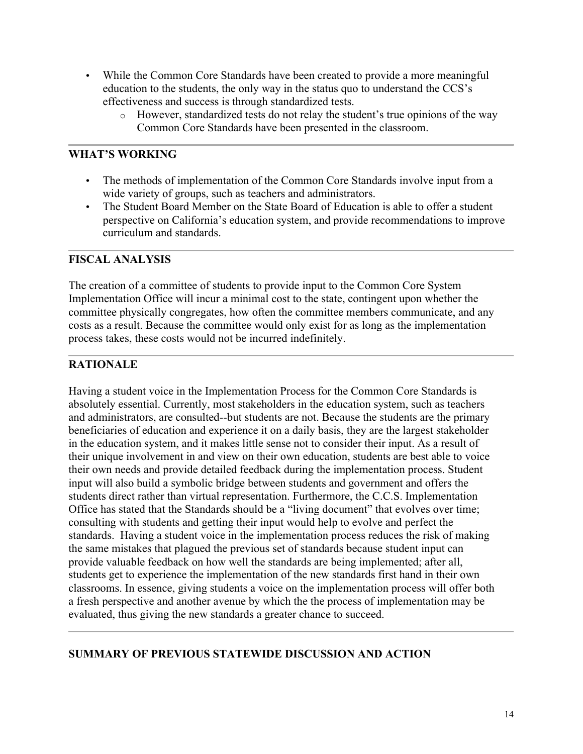- While the Common Core Standards have been created to provide a more meaningful education to the students, the only way in the status quo to understand the CCS's effectiveness and success is through standardized tests.
    - However, standardized tests do not relay the student's true opinions of the way Common Core Standards have been presented in the classroom.

---

## WHAT'S WORKING

- The methods of implementation of the Common Core Standards involve input from a wide variety of groups, such as teachers and administrators.
- The Student Board Member on the State Board of Education is able to offer a student perspective on California's education system, and provide recommendations to improve curriculum and standards.

---

## FISCAL ANALYSIS

The creation of a committee of students to provide input to the Common Core System Implementation Office will incur a minimal cost to the state, contingent upon whether the committee physically congregates, how often the committee members communicate, and any costs as a result. Because the committee would only exist for as long as the implementation process takes, these costs would not be incurred indefinitely.

---

## RATIONALE

Having a student voice in the Implementation Process for the Common Core Standards is absolutely essential. Currently, most stakeholders in the education system, such as teachers and administrators, are consulted--but students are not. Because the students are the primary beneficiaries of education and experience it on a daily basis, they are the largest stakeholder in the education system, and it makes little sense not to consider their input. As a result of their unique involvement in and view on their own education, students are best able to voice their own needs and provide detailed feedback during the implementation process. Student input will also build a symbolic bridge between students and government and offers the students direct rather than virtual representation. Furthermore, the C.C.S. Implementation Office has stated that the Standards should be a "living document" that evolves over time; consulting with students and getting their input would help to evolve and perfect the standards. Having a student voice in the implementation process reduces the risk of making the same mistakes that plagued the previous set of standards because student input can provide valuable feedback on how well the standards are being implemented; after all, students get to experience the implementation of the new standards first hand in their own classrooms. In essence, giving students a voice on the implementation process will offer both a fresh perspective and another avenue by which the the process of implementation may be evaluated, thus giving the new standards a greater chance to succeed.

---

## SUMMARY OF PREVIOUS STATEWIDE DISCUSSION AND ACTION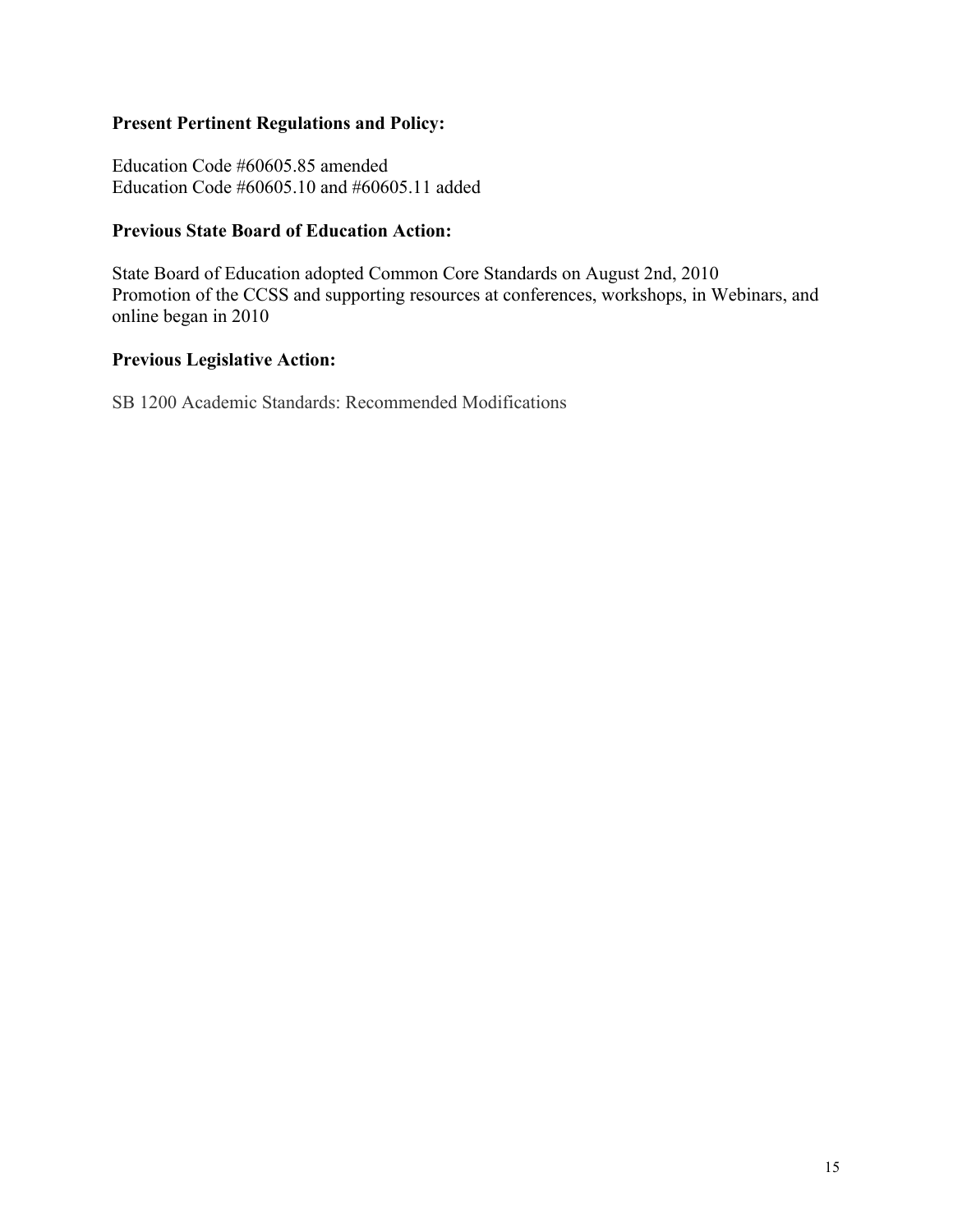**Present Pertinent Regulations and Policy:**

Education Code #60605.85 amended
Education Code #60605.10 and #60605.11 added

**Previous State Board of Education Action:**

State Board of Education adopted Common Core Standards on August 2nd, 2010
Promotion of the CCSS and supporting resources at conferences, workshops, in Webinars, and online began in 2010

**Previous Legislative Action:**

SB 1200 Academic Standards: Recommended Modifications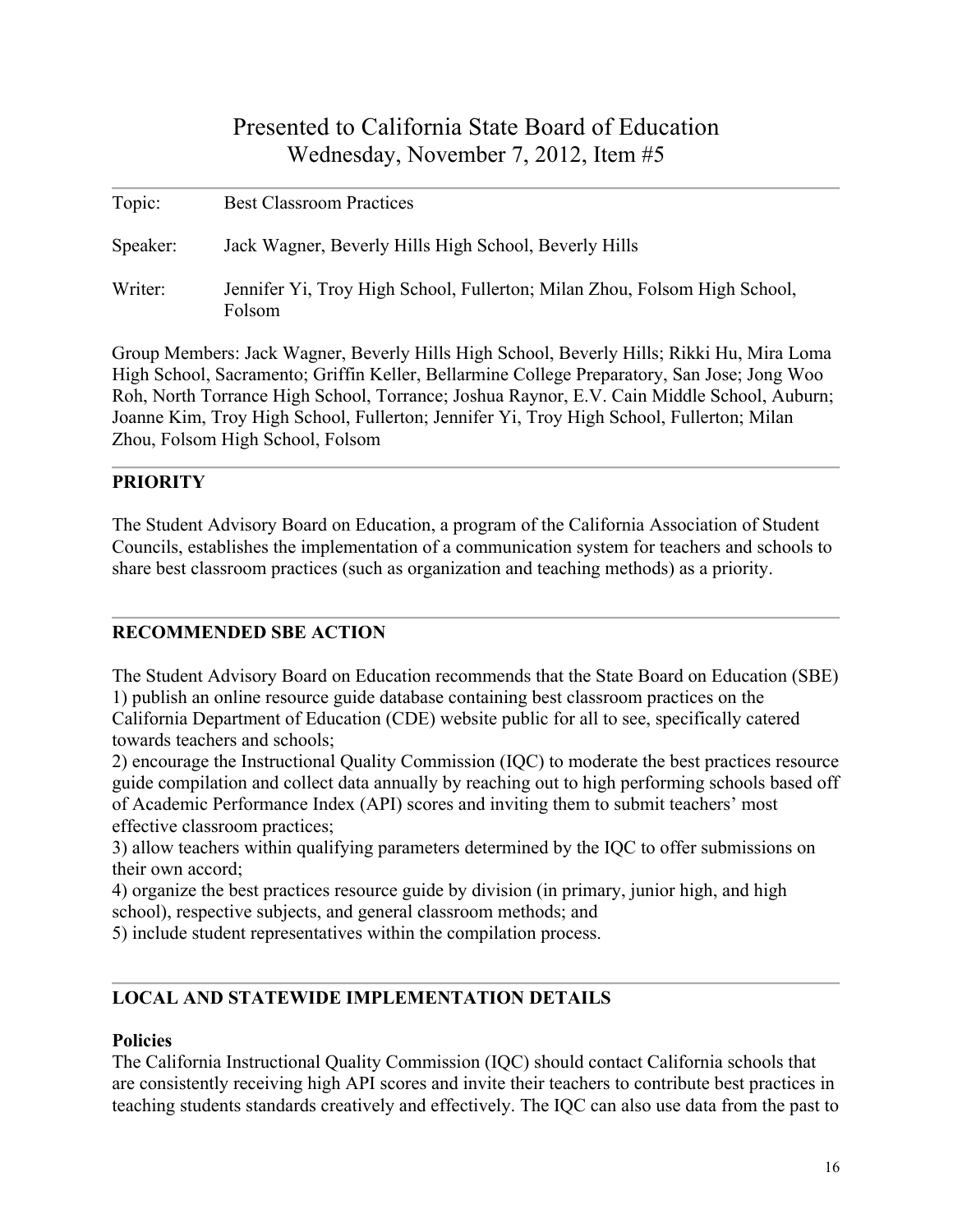# Presented to California State Board of Education
## Wednesday, November 7, 2012, Item #5

Topic: Best Classroom Practices

Speaker: Jack Wagner, Beverly Hills High School, Beverly Hills

Writer: Jennifer Yi, Troy High School, Fullerton; Milan Zhou, Folsom High School, Folsom

Group Members: Jack Wagner, Beverly Hills High School, Beverly Hills; Rikki Hu, Mira Loma High School, Sacramento; Griffin Keller, Bellarmine College Preparatory, San Jose; Jong Woo Roh, North Torrance High School, Torrance; Joshua Raynor, E.V. Cain Middle School, Auburn; Joanne Kim, Troy High School, Fullerton; Jennifer Yi, Troy High School, Fullerton; Milan Zhou, Folsom High School, Folsom

---

## PRIORITY

The Student Advisory Board on Education, a program of the California Association of Student Councils, establishes the implementation of a communication system for teachers and schools to share best classroom practices (such as organization and teaching methods) as a priority.

---

## RECOMMENDED SBE ACTION

The Student Advisory Board on Education recommends that the State Board on Education (SBE)
1) publish an online resource guide database containing best classroom practices on the California Department of Education (CDE) website public for all to see, specifically catered towards teachers and schools;
2) encourage the Instructional Quality Commission (IQC) to moderate the best practices resource guide compilation and collect data annually by reaching out to high performing schools based off of Academic Performance Index (API) scores and inviting them to submit teachers' most effective classroom practices;
3) allow teachers within qualifying parameters determined by the IQC to offer submissions on their own accord;
4) organize the best practices resource guide by division (in primary, junior high, and high school), respective subjects, and general classroom methods; and
5) include student representatives within the compilation process.

---

## LOCAL AND STATEWIDE IMPLEMENTATION DETAILS

**Policies**
The California Instructional Quality Commission (IQC) should contact California schools that are consistently receiving high API scores and invite their teachers to contribute best practices in teaching students standards creatively and effectively. The IQC can also use data from the past to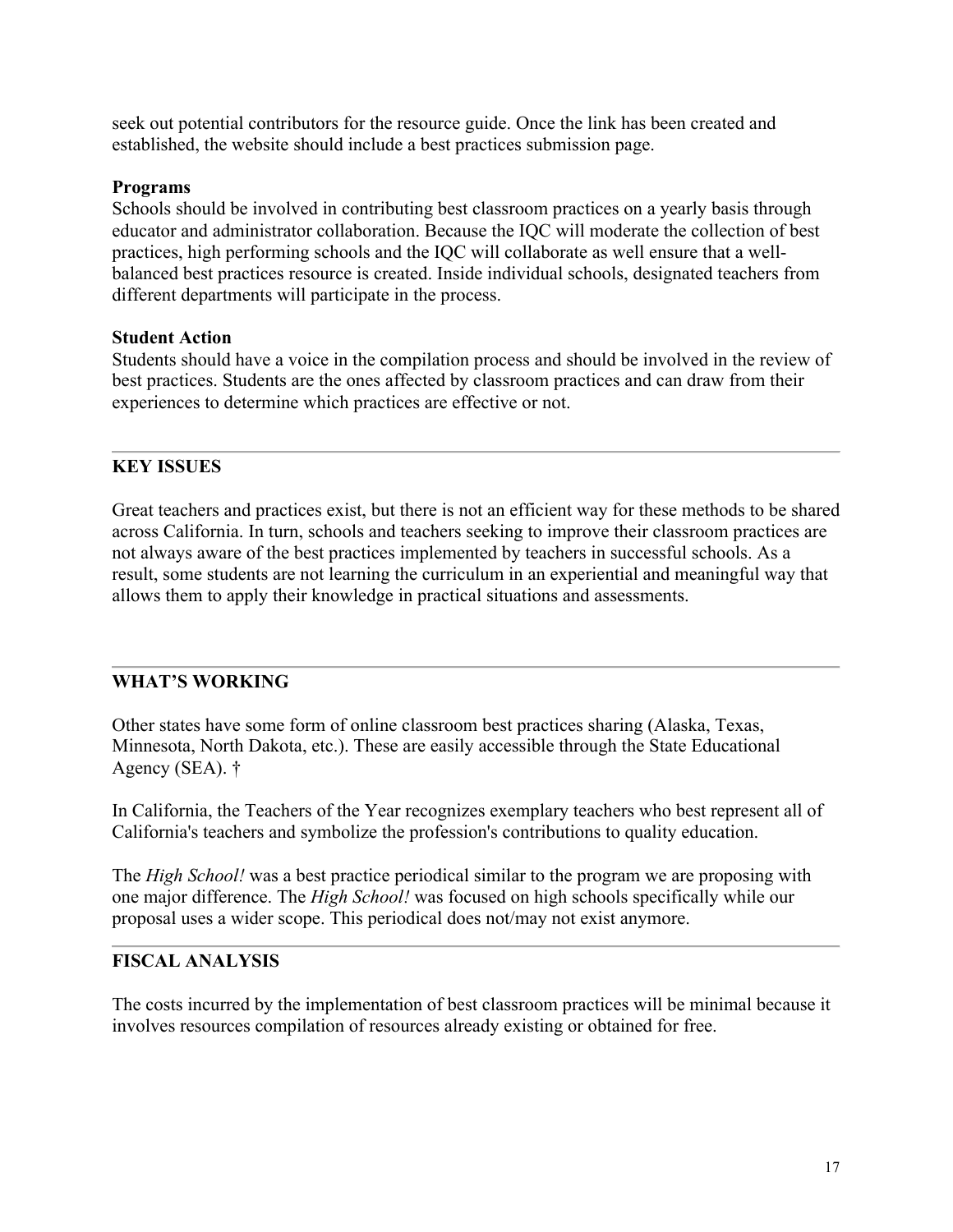seek out potential contributors for the resource guide. Once the link has been created and established, the website should include a best practices submission page.

**Programs**
Schools should be involved in contributing best classroom practices on a yearly basis through educator and administrator collaboration. Because the IQC will moderate the collection of best practices, high performing schools and the IQC will collaborate as well ensure that a well-balanced best practices resource is created. Inside individual schools, designated teachers from different departments will participate in the process.

**Student Action**
Students should have a voice in the compilation process and should be involved in the review of best practices. Students are the ones affected by classroom practices and can draw from their experiences to determine which practices are effective or not.

---

## KEY ISSUES

Great teachers and practices exist, but there is not an efficient way for these methods to be shared across California. In turn, schools and teachers seeking to improve their classroom practices are not always aware of the best practices implemented by teachers in successful schools. As a result, some students are not learning the curriculum in an experiential and meaningful way that allows them to apply their knowledge in practical situations and assessments.

---

## WHAT'S WORKING

Other states have some form of online classroom best practices sharing (Alaska, Texas, Minnesota, North Dakota, etc.). These are easily accessible through the State Educational Agency (SEA). †

In California, the Teachers of the Year recognizes exemplary teachers who best represent all of California's teachers and symbolize the profession's contributions to quality education.

The *High School!* was a best practice periodical similar to the program we are proposing with one major difference. The *High School!* was focused on high schools specifically while our proposal uses a wider scope. This periodical does not/may not exist anymore.

---

## FISCAL ANALYSIS

The costs incurred by the implementation of best classroom practices will be minimal because it involves resources compilation of resources already existing or obtained for free.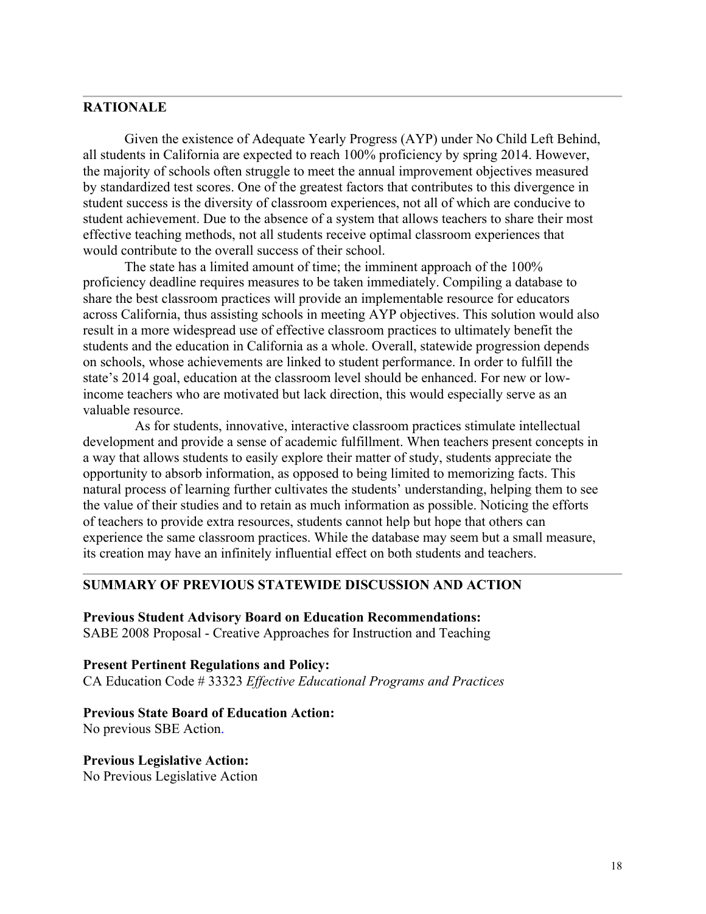## RATIONALE

Given the existence of Adequate Yearly Progress (AYP) under No Child Left Behind, all students in California are expected to reach 100% proficiency by spring 2014. However, the majority of schools often struggle to meet the annual improvement objectives measured by standardized test scores. One of the greatest factors that contributes to this divergence in student success is the diversity of classroom experiences, not all of which are conducive to student achievement. Due to the absence of a system that allows teachers to share their most effective teaching methods, not all students receive optimal classroom experiences that would contribute to the overall success of their school.

The state has a limited amount of time; the imminent approach of the 100% proficiency deadline requires measures to be taken immediately. Compiling a database to share the best classroom practices will provide an implementable resource for educators across California, thus assisting schools in meeting AYP objectives. This solution would also result in a more widespread use of effective classroom practices to ultimately benefit the students and the education in California as a whole. Overall, statewide progression depends on schools, whose achievements are linked to student performance. In order to fulfill the state's 2014 goal, education at the classroom level should be enhanced. For new or low-income teachers who are motivated but lack direction, this would especially serve as an valuable resource.

As for students, innovative, interactive classroom practices stimulate intellectual development and provide a sense of academic fulfillment. When teachers present concepts in a way that allows students to easily explore their matter of study, students appreciate the opportunity to absorb information, as opposed to being limited to memorizing facts. This natural process of learning further cultivates the students' understanding, helping them to see the value of their studies and to retain as much information as possible. Noticing the efforts of teachers to provide extra resources, students cannot help but hope that others can experience the same classroom practices. While the database may seem but a small measure, its creation may have an infinitely influential effect on both students and teachers.

## SUMMARY OF PREVIOUS STATEWIDE DISCUSSION AND ACTION

**Previous Student Advisory Board on Education Recommendations:**
SABE 2008 Proposal - Creative Approaches for Instruction and Teaching

**Present Pertinent Regulations and Policy:**
CA Education Code # 33323 *Effective Educational Programs and Practices*

**Previous State Board of Education Action:**
No previous SBE Action.

**Previous Legislative Action:**
No Previous Legislative Action